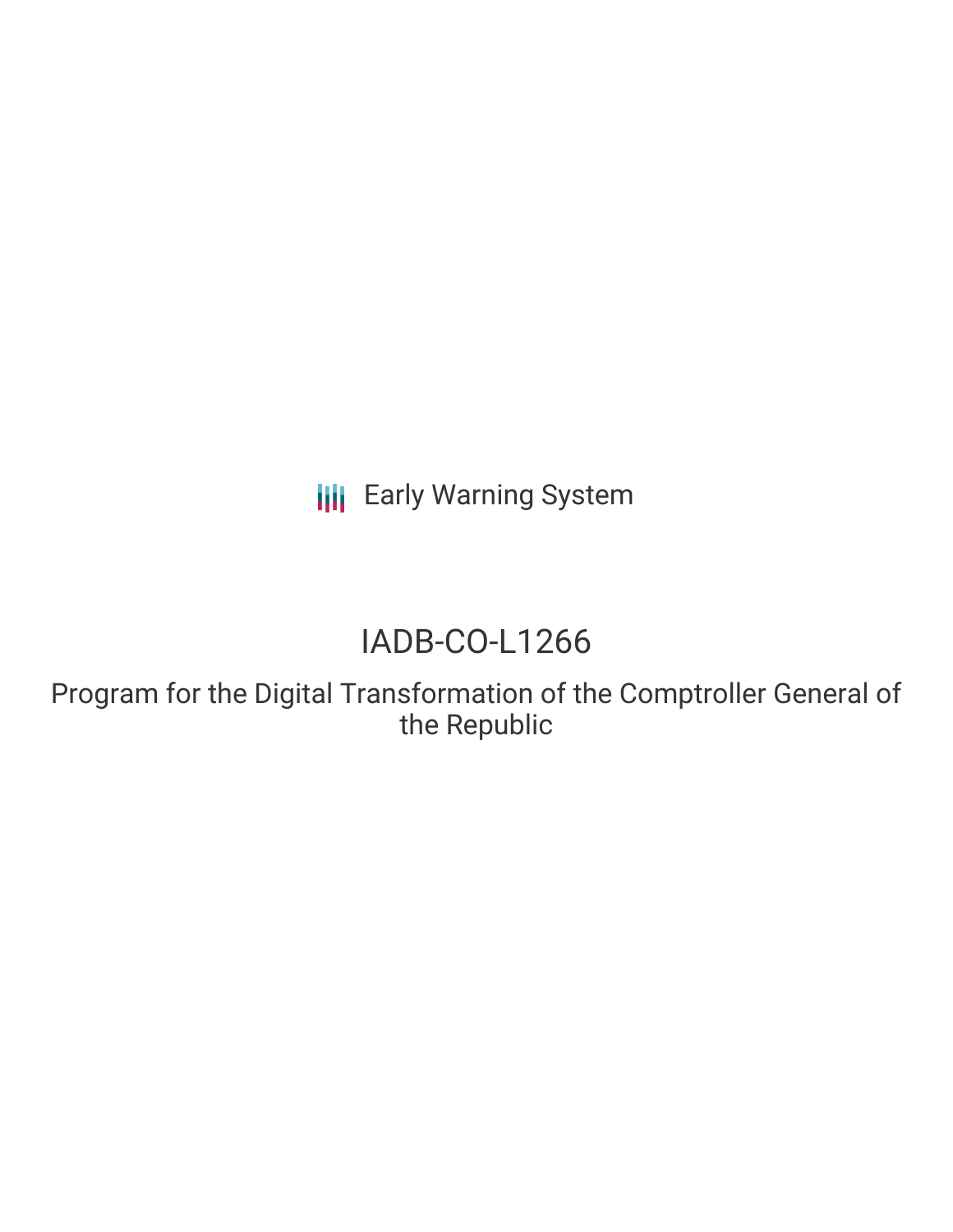Early Warning System

# IADB-CO-L1266

## Program for the Digital Transformation of the Comptroller General of the Republic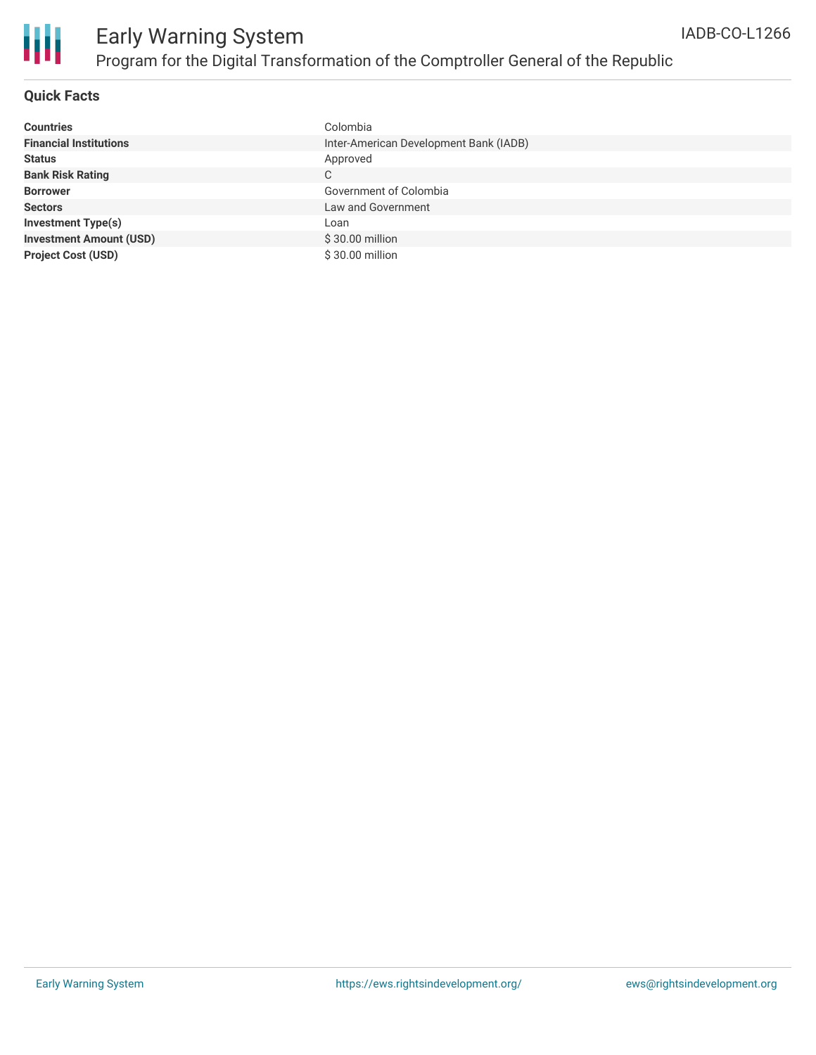# Early Warning System

## Program for the Digital Transformation of the Comptroller General of the Republic

IADB-CO-L1266

### Quick Facts

| | |
|---|---|
| **Countries** | Colombia |
| **Financial Institutions** | Inter-American Development Bank (IADB) |
| **Status** | Approved |
| **Bank Risk Rating** | C |
| **Borrower** | Government of Colombia |
| **Sectors** | Law and Government |
| **Investment Type(s)** | Loan |
| **Investment Amount (USD)** | $ 30.00 million |
| **Project Cost (USD)** | $ 30.00 million |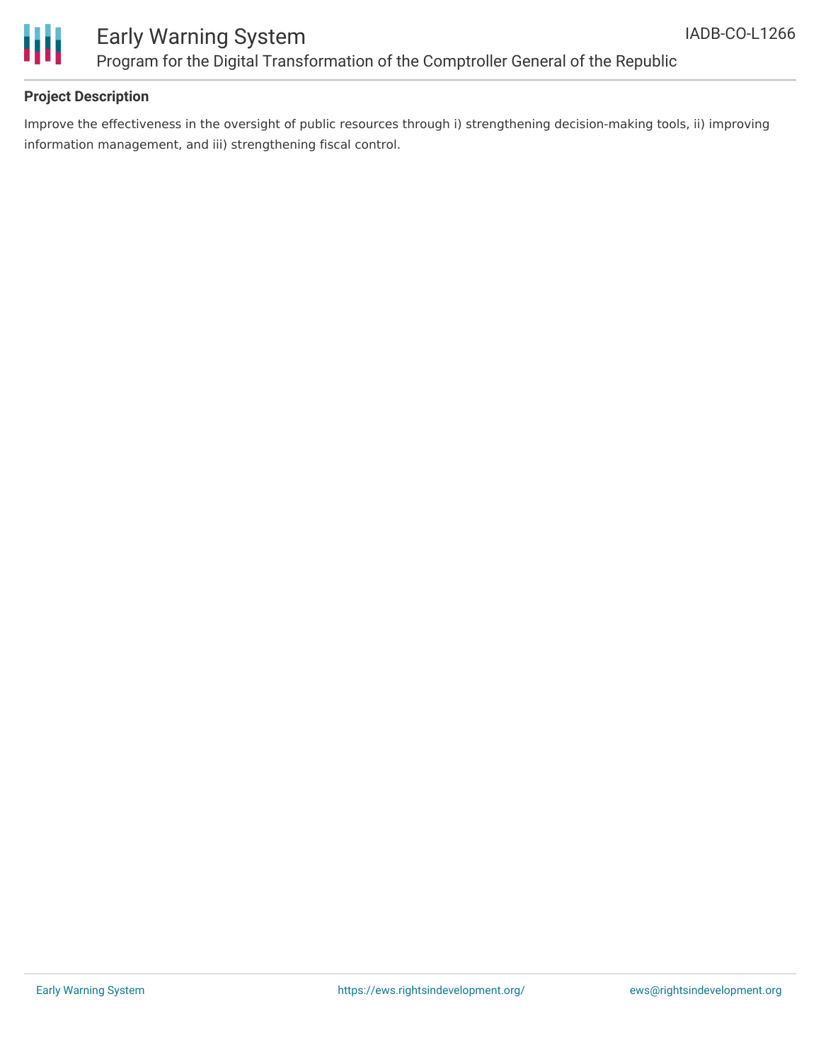**Project Description**

Improve the effectiveness in the oversight of public resources through i) strengthening decision-making tools, ii) improving information management, and iii) strengthening fiscal control.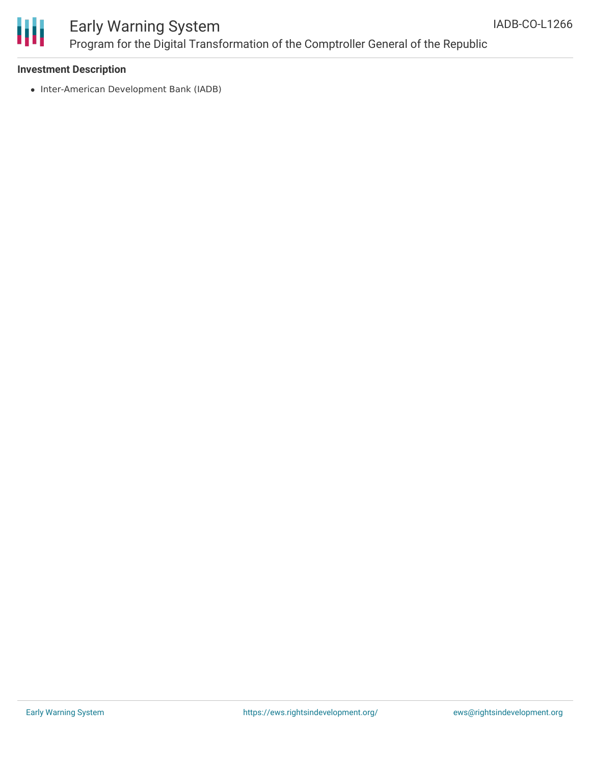### Investment Description

- Inter-American Development Bank (IADB)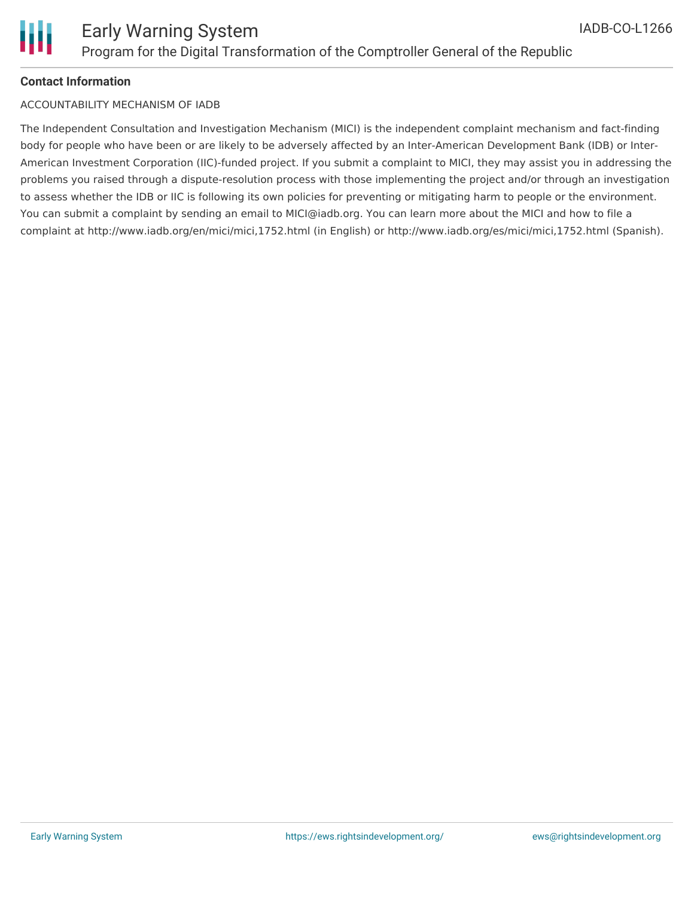**Contact Information**

ACCOUNTABILITY MECHANISM OF IADB

The Independent Consultation and Investigation Mechanism (MICI) is the independent complaint mechanism and fact-finding body for people who have been or are likely to be adversely affected by an Inter-American Development Bank (IDB) or Inter-American Investment Corporation (IIC)-funded project. If you submit a complaint to MICI, they may assist you in addressing the problems you raised through a dispute-resolution process with those implementing the project and/or through an investigation to assess whether the IDB or IIC is following its own policies for preventing or mitigating harm to people or the environment. You can submit a complaint by sending an email to MICI@iadb.org. You can learn more about the MICI and how to file a complaint at http://www.iadb.org/en/mici/mici,1752.html (in English) or http://www.iadb.org/es/mici/mici,1752.html (Spanish).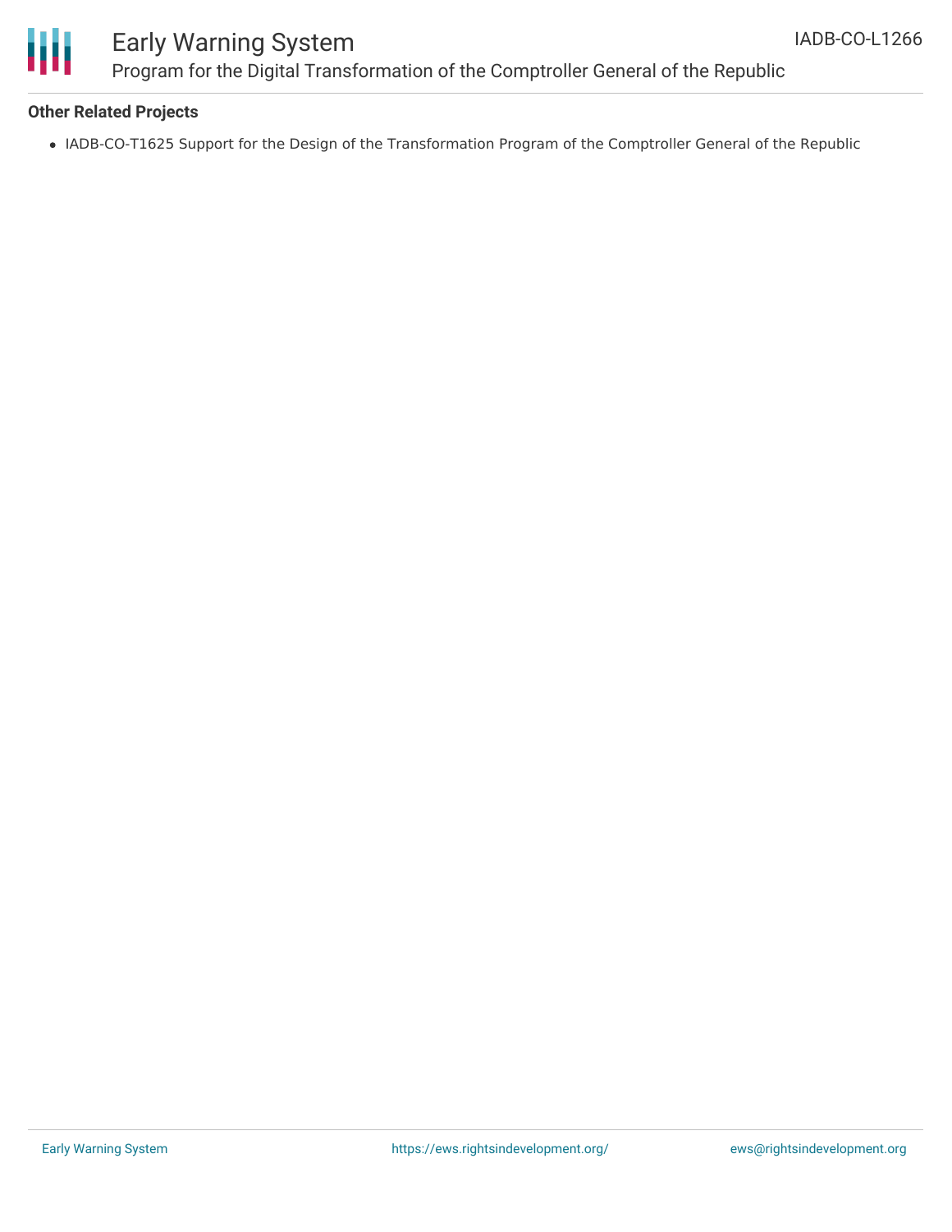### Other Related Projects

- IADB-CO-T1625 Support for the Design of the Transformation Program of the Comptroller General of the Republic